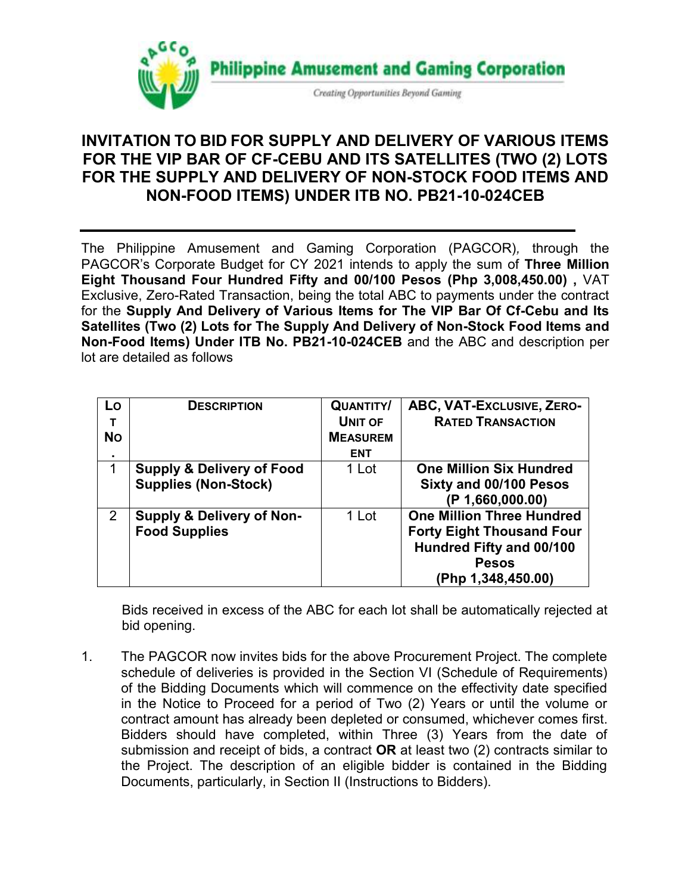**Philippine Amusement and Gaming Corporation**

*Creating Opportunities Beyond Gaming*

# INVITATION TO BID FOR SUPPLY AND DELIVERY OF VARIOUS ITEMS FOR THE VIP BAR OF CF-CEBU AND ITS SATELLITES (TWO (2) LOTS FOR THE SUPPLY AND DELIVERY OF NON-STOCK FOOD ITEMS AND NON-FOOD ITEMS) UNDER ITB NO. PB21-10-024CEB

---

The Philippine Amusement and Gaming Corporation (PAGCOR), through the PAGCOR's Corporate Budget for CY 2021 intends to apply the sum of **Three Million Eight Thousand Four Hundred Fifty and 00/100 Pesos (Php 3,008,450.00) ,** VAT Exclusive, Zero-Rated Transaction, being the total ABC to payments under the contract for the **Supply And Delivery of Various Items for The VIP Bar Of Cf-Cebu and Its Satellites (Two (2) Lots for The Supply And Delivery of Non-Stock Food Items and Non-Food Items) Under ITB No. PB21-10-024CEB** and the ABC and description per lot are detailed as follows

| LOT NO. | DESCRIPTION | QUANTITY/ UNIT OF MEASUREMENT | ABC, VAT-EXCLUSIVE, ZERO-RATED TRANSACTION |
|---|---|---|---|
| 1 | **Supply & Delivery of Food Supplies (Non-Stock)** | 1 Lot | **One Million Six Hundred Sixty and 00/100 Pesos (P 1,660,000.00)** |
| 2 | **Supply & Delivery of Non-Food Supplies** | 1 Lot | **One Million Three Hundred Forty Eight Thousand Four Hundred Fifty and 00/100 Pesos (Php 1,348,450.00)** |

Bids received in excess of the ABC for each lot shall be automatically rejected at bid opening.

1. The PAGCOR now invites bids for the above Procurement Project. The complete schedule of deliveries is provided in the Section VI (Schedule of Requirements) of the Bidding Documents which will commence on the effectivity date specified in the Notice to Proceed for a period of Two (2) Years or until the volume or contract amount has already been depleted or consumed, whichever comes first. Bidders should have completed, within Three (3) Years from the date of submission and receipt of bids, a contract **OR** at least two (2) contracts similar to the Project. The description of an eligible bidder is contained in the Bidding Documents, particularly, in Section II (Instructions to Bidders).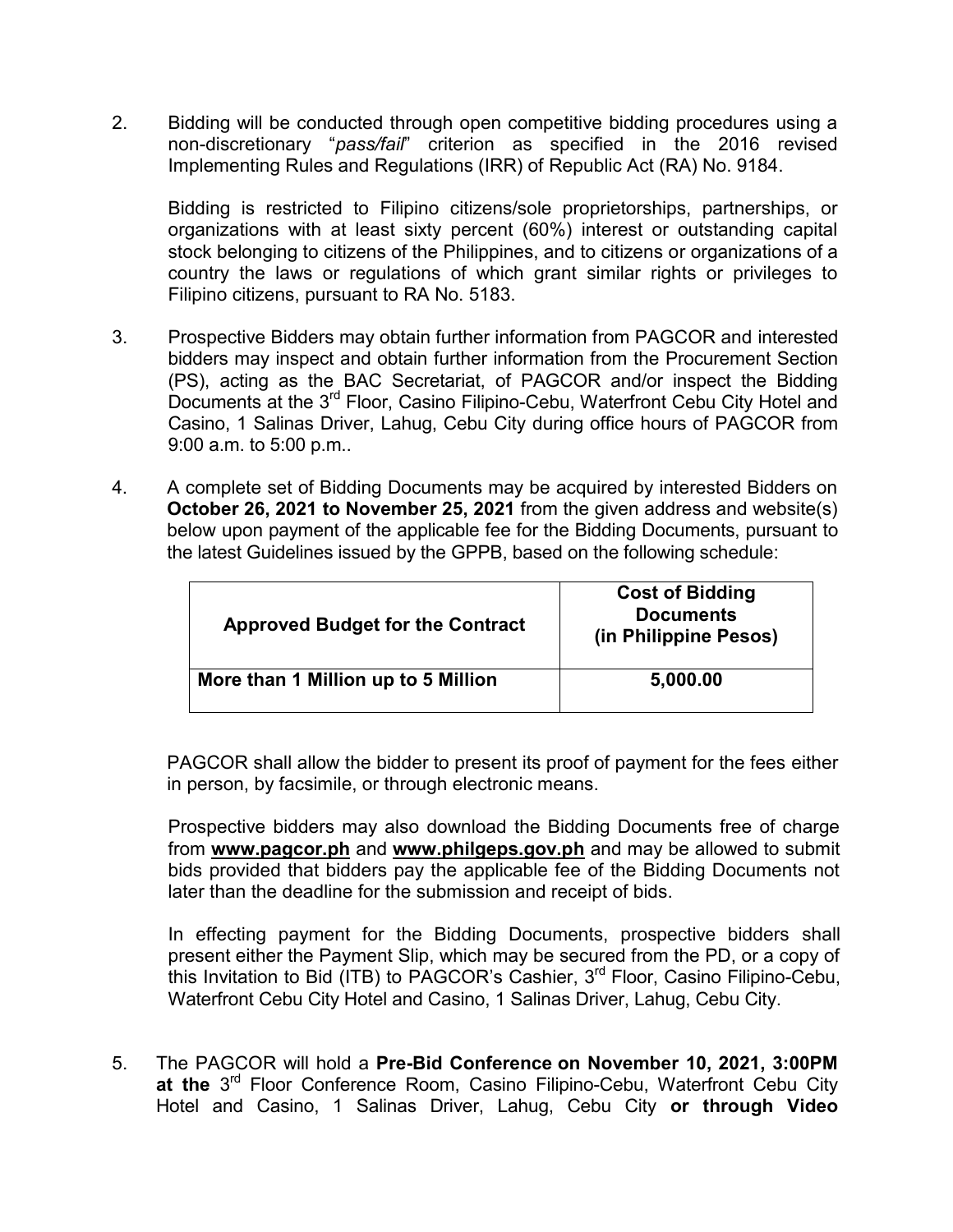2. Bidding will be conducted through open competitive bidding procedures using a non-discretionary "*pass/fail*" criterion as specified in the 2016 revised Implementing Rules and Regulations (IRR) of Republic Act (RA) No. 9184.

   Bidding is restricted to Filipino citizens/sole proprietorships, partnerships, or organizations with at least sixty percent (60%) interest or outstanding capital stock belonging to citizens of the Philippines, and to citizens or organizations of a country the laws or regulations of which grant similar rights or privileges to Filipino citizens, pursuant to RA No. 5183.

3. Prospective Bidders may obtain further information from PAGCOR and interested bidders may inspect and obtain further information from the Procurement Section (PS), acting as the BAC Secretariat, of PAGCOR and/or inspect the Bidding Documents at the 3rd Floor, Casino Filipino-Cebu, Waterfront Cebu City Hotel and Casino, 1 Salinas Driver, Lahug, Cebu City during office hours of PAGCOR from 9:00 a.m. to 5:00 p.m..

4. A complete set of Bidding Documents may be acquired by interested Bidders on **October 26, 2021 to November 25, 2021** from the given address and website(s) below upon payment of the applicable fee for the Bidding Documents, pursuant to the latest Guidelines issued by the GPPB, based on the following schedule:

| Approved Budget for the Contract | Cost of Bidding Documents (in Philippine Pesos) |
|---|---|
| **More than 1 Million up to 5 Million** | **5,000.00** |

   PAGCOR shall allow the bidder to present its proof of payment for the fees either in person, by facsimile, or through electronic means.

   Prospective bidders may also download the Bidding Documents free of charge from **www.pagcor.ph** and **www.philgeps.gov.ph** and may be allowed to submit bids provided that bidders pay the applicable fee of the Bidding Documents not later than the deadline for the submission and receipt of bids.

   In effecting payment for the Bidding Documents, prospective bidders shall present either the Payment Slip, which may be secured from the PD, or a copy of this Invitation to Bid (ITB) to PAGCOR's Cashier, 3rd Floor, Casino Filipino-Cebu, Waterfront Cebu City Hotel and Casino, 1 Salinas Driver, Lahug, Cebu City.

5. The PAGCOR will hold a **Pre-Bid Conference on November 10, 2021, 3:00PM at the** 3rd Floor Conference Room, Casino Filipino-Cebu, Waterfront Cebu City Hotel and Casino, 1 Salinas Driver, Lahug, Cebu City **or through Video**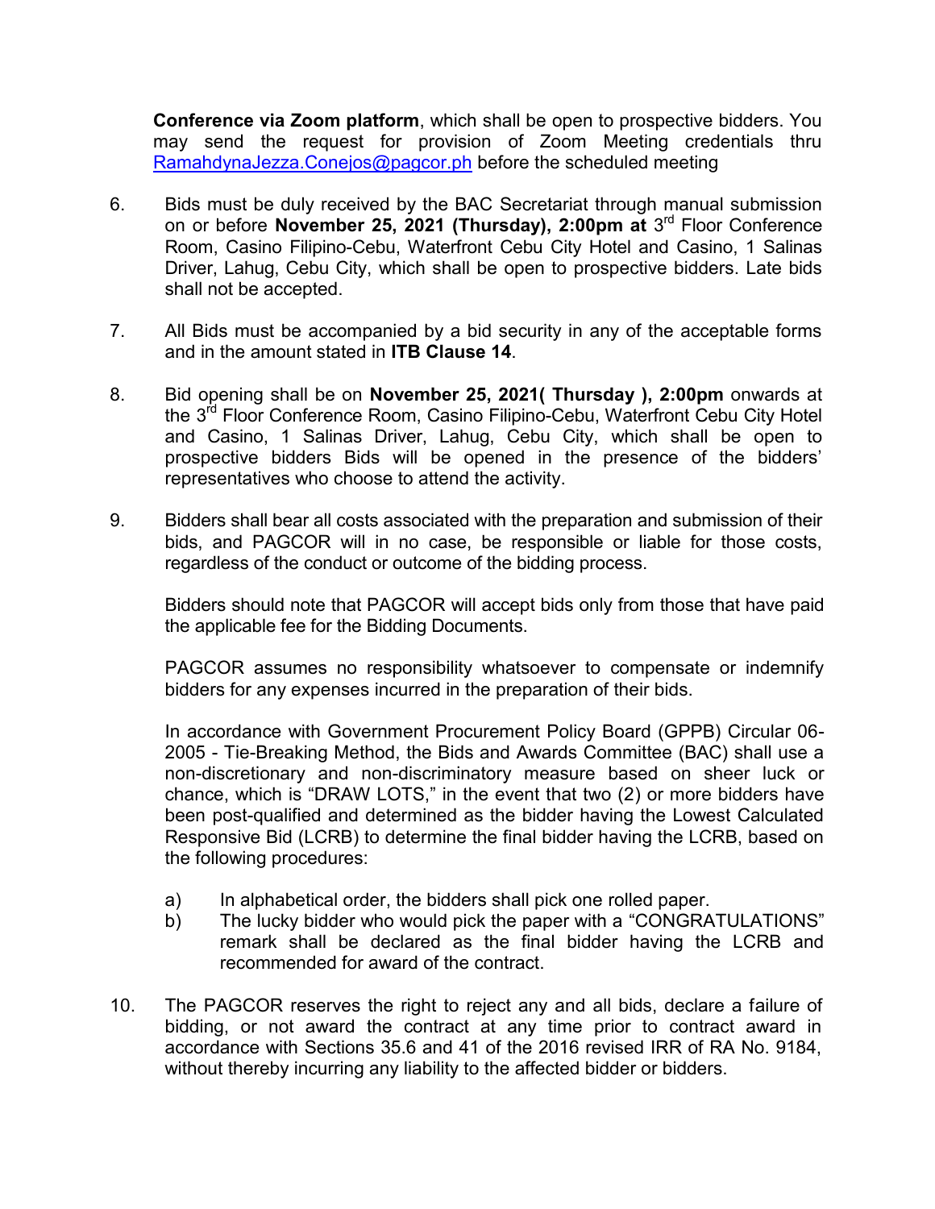**Conference via Zoom platform**, which shall be open to prospective bidders. You may send the request for provision of Zoom Meeting credentials thru RamahdynaJezza.Conejos@pagcor.ph before the scheduled meeting

6. Bids must be duly received by the BAC Secretariat through manual submission on or before **November 25, 2021 (Thursday), 2:00pm at** 3rd Floor Conference Room, Casino Filipino-Cebu, Waterfront Cebu City Hotel and Casino, 1 Salinas Driver, Lahug, Cebu City, which shall be open to prospective bidders. Late bids shall not be accepted.

7. All Bids must be accompanied by a bid security in any of the acceptable forms and in the amount stated in **ITB Clause 14**.

8. Bid opening shall be on **November 25, 2021( Thursday ), 2:00pm** onwards at the 3rd Floor Conference Room, Casino Filipino-Cebu, Waterfront Cebu City Hotel and Casino, 1 Salinas Driver, Lahug, Cebu City, which shall be open to prospective bidders Bids will be opened in the presence of the bidders' representatives who choose to attend the activity.

9. Bidders shall bear all costs associated with the preparation and submission of their bids, and PAGCOR will in no case, be responsible or liable for those costs, regardless of the conduct or outcome of the bidding process.

   Bidders should note that PAGCOR will accept bids only from those that have paid the applicable fee for the Bidding Documents.

   PAGCOR assumes no responsibility whatsoever to compensate or indemnify bidders for any expenses incurred in the preparation of their bids.

   In accordance with Government Procurement Policy Board (GPPB) Circular 06-2005 - Tie-Breaking Method, the Bids and Awards Committee (BAC) shall use a non-discretionary and non-discriminatory measure based on sheer luck or chance, which is "DRAW LOTS," in the event that two (2) or more bidders have been post-qualified and determined as the bidder having the Lowest Calculated Responsive Bid (LCRB) to determine the final bidder having the LCRB, based on the following procedures:

   a) In alphabetical order, the bidders shall pick one rolled paper.
   b) The lucky bidder who would pick the paper with a "CONGRATULATIONS" remark shall be declared as the final bidder having the LCRB and recommended for award of the contract.

10. The PAGCOR reserves the right to reject any and all bids, declare a failure of bidding, or not award the contract at any time prior to contract award in accordance with Sections 35.6 and 41 of the 2016 revised IRR of RA No. 9184, without thereby incurring any liability to the affected bidder or bidders.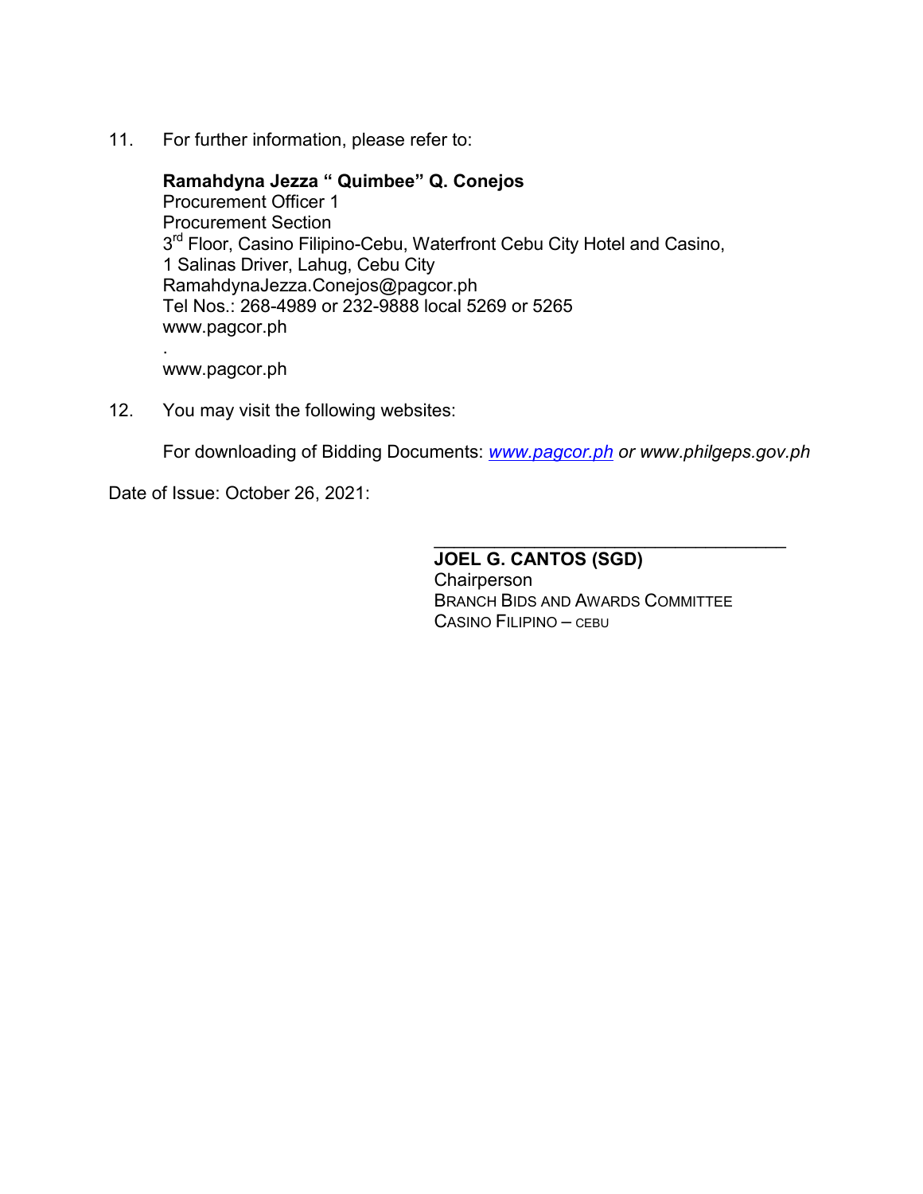11. For further information, please refer to:

    **Ramahdyna Jezza " Quimbee" Q. Conejos**
    Procurement Officer 1
    Procurement Section
    3rd Floor, Casino Filipino-Cebu, Waterfront Cebu City Hotel and Casino,
    1 Salinas Driver, Lahug, Cebu City
    RamahdynaJezza.Conejos@pagcor.ph
    Tel Nos.: 268-4989 or 232-9888 local 5269 or 5265
    www.pagcor.ph
    .
    www.pagcor.ph

12. You may visit the following websites:

    For downloading of Bidding Documents: *www.pagcor.ph or www.philgeps.gov.ph*

Date of Issue: October 26, 2021:

\_\_\_\_\_\_\_\_\_\_\_\_\_\_\_\_\_\_\_\_\_\_\_\_\_\_\_\_\_\_\_\_\_\_\_\_

**JOEL G. CANTOS (SGD)**
Chairperson
BRANCH BIDS AND AWARDS COMMITTEE
CASINO FILIPINO – CEBU